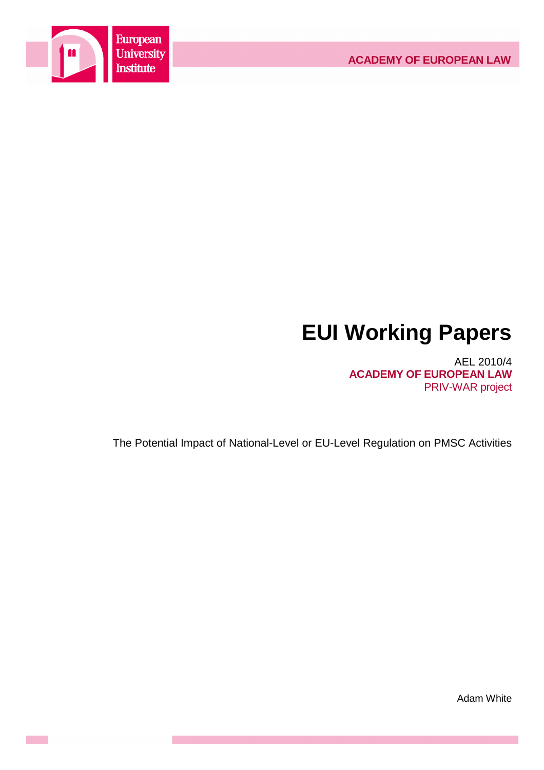European University Institute

ACADEMY OF EUROPEAN LAW

# EUI Working Papers

AEL 2010/4
**ACADEMY OF EUROPEAN LAW**
PRIV-WAR project

The Potential Impact of National-Level or EU-Level Regulation on PMSC Activities

Adam White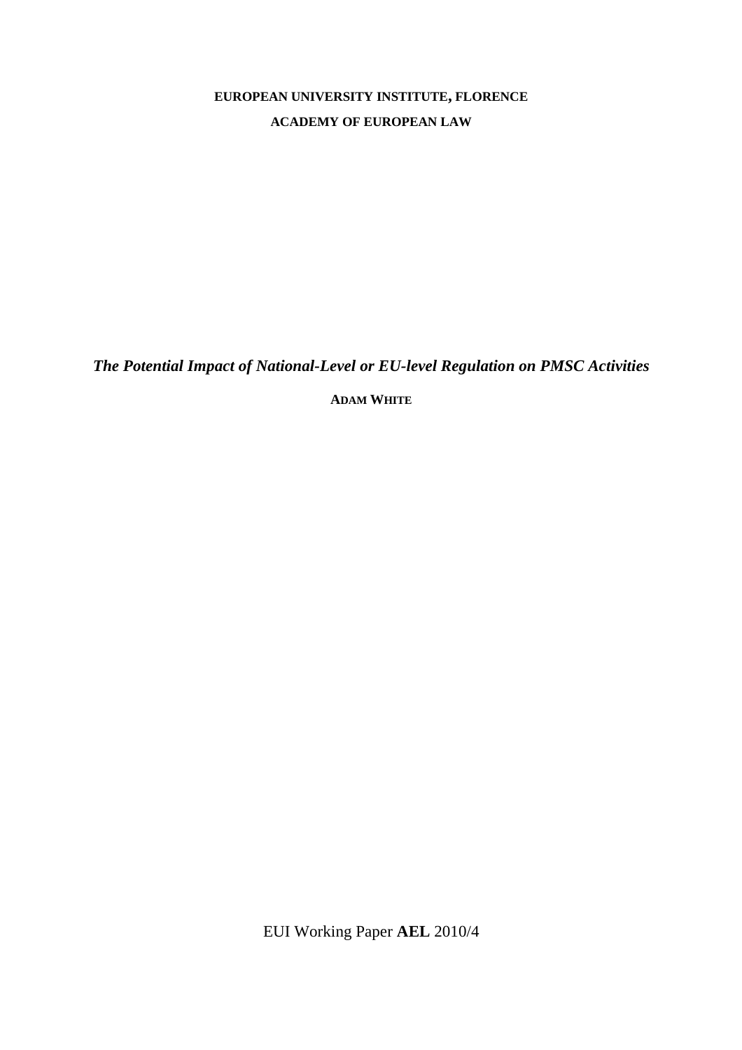**EUROPEAN UNIVERSITY INSTITUTE, FLORENCE**

**ACADEMY OF EUROPEAN LAW**

***The Potential Impact of National-Level or EU-level Regulation on PMSC Activities***

**ADAM WHITE**

EUI Working Paper **AEL** 2010/4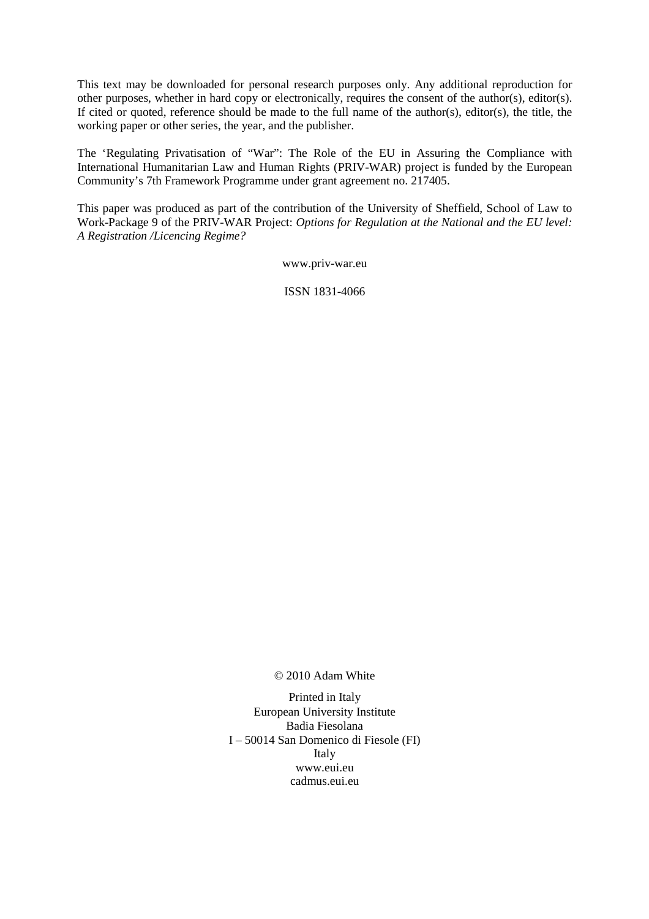This text may be downloaded for personal research purposes only. Any additional reproduction for other purposes, whether in hard copy or electronically, requires the consent of the author(s), editor(s). If cited or quoted, reference should be made to the full name of the author(s), editor(s), the title, the working paper or other series, the year, and the publisher.

The 'Regulating Privatisation of "War": The Role of the EU in Assuring the Compliance with International Humanitarian Law and Human Rights (PRIV-WAR) project is funded by the European Community's 7th Framework Programme under grant agreement no. 217405.

This paper was produced as part of the contribution of the University of Sheffield, School of Law to Work-Package 9 of the PRIV-WAR Project: *Options for Regulation at the National and the EU level: A Registration /Licencing Regime?*

www.priv-war.eu

ISSN 1831-4066

© 2010 Adam White

Printed in Italy
European University Institute
Badia Fiesolana
I – 50014 San Domenico di Fiesole (FI)
Italy
www.eui.eu
cadmus.eui.eu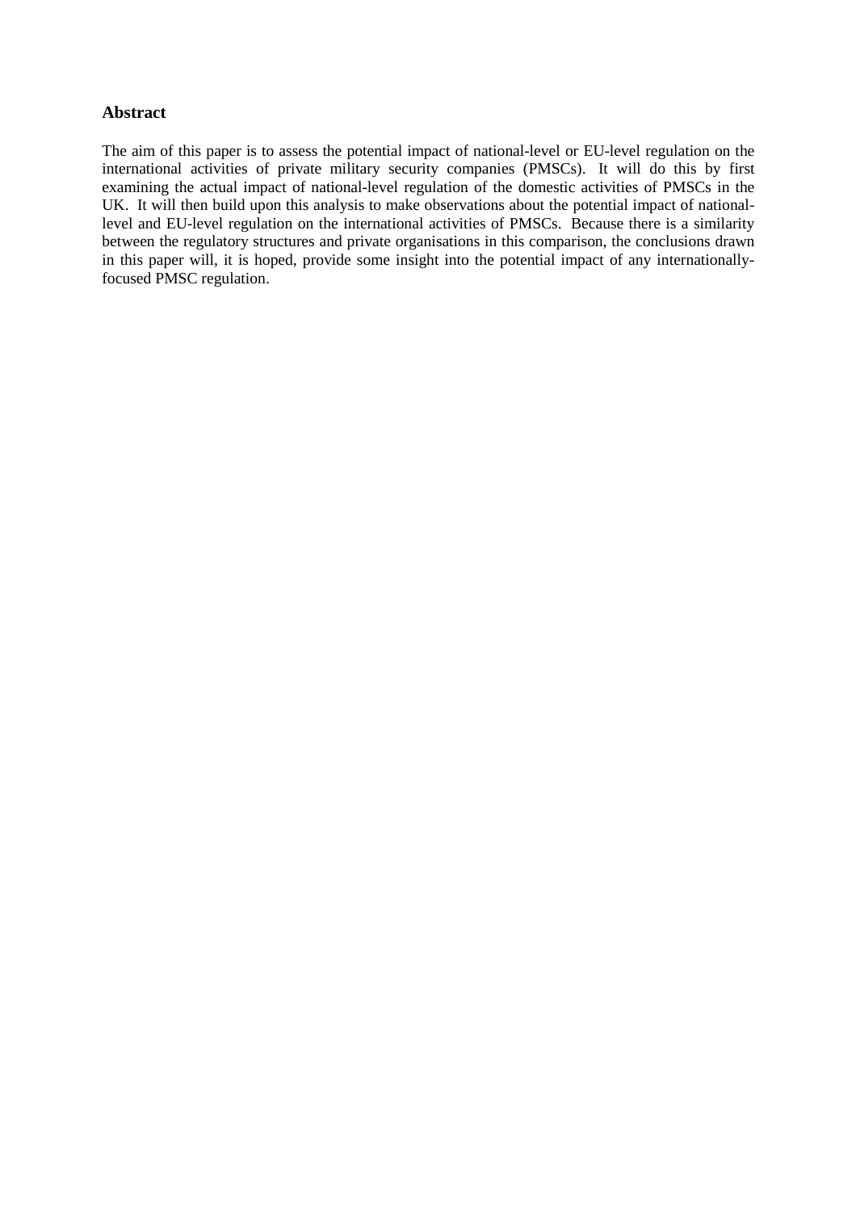## Abstract

The aim of this paper is to assess the potential impact of national-level or EU-level regulation on the international activities of private military security companies (PMSCs). It will do this by first examining the actual impact of national-level regulation of the domestic activities of PMSCs in the UK. It will then build upon this analysis to make observations about the potential impact of national-level and EU-level regulation on the international activities of PMSCs. Because there is a similarity between the regulatory structures and private organisations in this comparison, the conclusions drawn in this paper will, it is hoped, provide some insight into the potential impact of any internationally-focused PMSC regulation.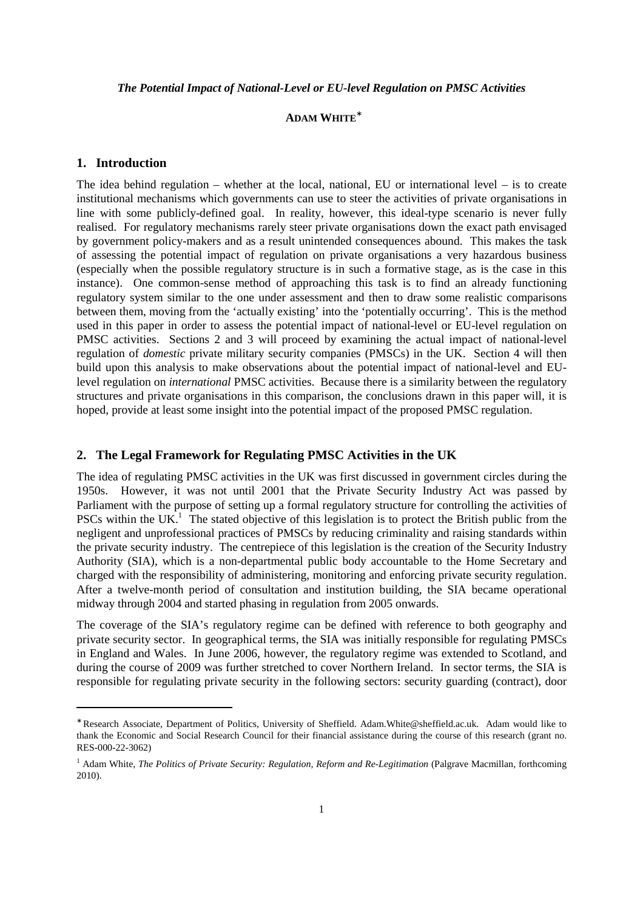*The Potential Impact of National-Level or EU-level Regulation on PMSC Activities*

**ADAM WHITE**[∗]

## 1. Introduction

The idea behind regulation – whether at the local, national, EU or international level – is to create institutional mechanisms which governments can use to steer the activities of private organisations in line with some publicly-defined goal. In reality, however, this ideal-type scenario is never fully realised. For regulatory mechanisms rarely steer private organisations down the exact path envisaged by government policy-makers and as a result unintended consequences abound. This makes the task of assessing the potential impact of regulation on private organisations a very hazardous business (especially when the possible regulatory structure is in such a formative stage, as is the case in this instance). One common-sense method of approaching this task is to find an already functioning regulatory system similar to the one under assessment and then to draw some realistic comparisons between them, moving from the 'actually existing' into the 'potentially occurring'. This is the method used in this paper in order to assess the potential impact of national-level or EU-level regulation on PMSC activities. Sections 2 and 3 will proceed by examining the actual impact of national-level regulation of *domestic* private military security companies (PMSCs) in the UK. Section 4 will then build upon this analysis to make observations about the potential impact of national-level and EU-level regulation on *international* PMSC activities. Because there is a similarity between the regulatory structures and private organisations in this comparison, the conclusions drawn in this paper will, it is hoped, provide at least some insight into the potential impact of the proposed PMSC regulation.

## 2. The Legal Framework for Regulating PMSC Activities in the UK

The idea of regulating PMSC activities in the UK was first discussed in government circles during the 1950s. However, it was not until 2001 that the Private Security Industry Act was passed by Parliament with the purpose of setting up a formal regulatory structure for controlling the activities of PSCs within the UK.[1] The stated objective of this legislation is to protect the British public from the negligent and unprofessional practices of PMSCs by reducing criminality and raising standards within the private security industry. The centrepiece of this legislation is the creation of the Security Industry Authority (SIA), which is a non-departmental public body accountable to the Home Secretary and charged with the responsibility of administering, monitoring and enforcing private security regulation. After a twelve-month period of consultation and institution building, the SIA became operational midway through 2004 and started phasing in regulation from 2005 onwards.

The coverage of the SIA's regulatory regime can be defined with reference to both geography and private security sector. In geographical terms, the SIA was initially responsible for regulating PMSCs in England and Wales. In June 2006, however, the regulatory regime was extended to Scotland, and during the course of 2009 was further stretched to cover Northern Ireland. In sector terms, the SIA is responsible for regulating private security in the following sectors: security guarding (contract), door

---

[∗] Research Associate, Department of Politics, University of Sheffield. Adam.White@sheffield.ac.uk. Adam would like to thank the Economic and Social Research Council for their financial assistance during the course of this research (grant no. RES-000-22-3062)

[1] Adam White, *The Politics of Private Security: Regulation, Reform and Re-Legitimation* (Palgrave Macmillan, forthcoming 2010).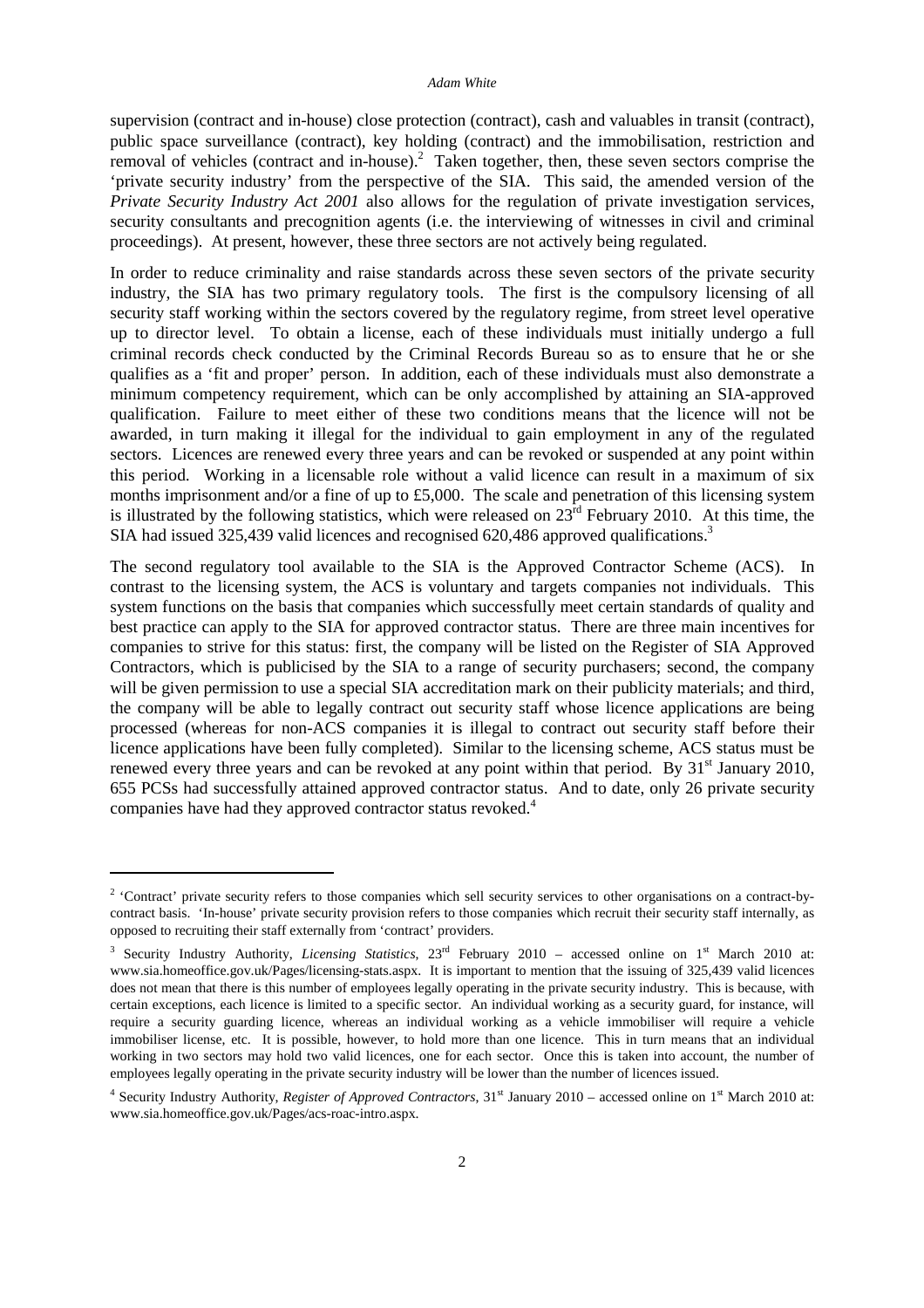supervision (contract and in-house) close protection (contract), cash and valuables in transit (contract), public space surveillance (contract), key holding (contract) and the immobilisation, restriction and removal of vehicles (contract and in-house).[2] Taken together, then, these seven sectors comprise the 'private security industry' from the perspective of the SIA. This said, the amended version of the *Private Security Industry Act 2001* also allows for the regulation of private investigation services, security consultants and precognition agents (i.e. the interviewing of witnesses in civil and criminal proceedings). At present, however, these three sectors are not actively being regulated.

In order to reduce criminality and raise standards across these seven sectors of the private security industry, the SIA has two primary regulatory tools. The first is the compulsory licensing of all security staff working within the sectors covered by the regulatory regime, from street level operative up to director level. To obtain a license, each of these individuals must initially undergo a full criminal records check conducted by the Criminal Records Bureau so as to ensure that he or she qualifies as a 'fit and proper' person. In addition, each of these individuals must also demonstrate a minimum competency requirement, which can be only accomplished by attaining an SIA-approved qualification. Failure to meet either of these two conditions means that the licence will not be awarded, in turn making it illegal for the individual to gain employment in any of the regulated sectors. Licences are renewed every three years and can be revoked or suspended at any point within this period. Working in a licensable role without a valid licence can result in a maximum of six months imprisonment and/or a fine of up to £5,000. The scale and penetration of this licensing system is illustrated by the following statistics, which were released on 23rd February 2010. At this time, the SIA had issued 325,439 valid licences and recognised 620,486 approved qualifications.[3]

The second regulatory tool available to the SIA is the Approved Contractor Scheme (ACS). In contrast to the licensing system, the ACS is voluntary and targets companies not individuals. This system functions on the basis that companies which successfully meet certain standards of quality and best practice can apply to the SIA for approved contractor status. There are three main incentives for companies to strive for this status: first, the company will be listed on the Register of SIA Approved Contractors, which is publicised by the SIA to a range of security purchasers; second, the company will be given permission to use a special SIA accreditation mark on their publicity materials; and third, the company will be able to legally contract out security staff whose licence applications are being processed (whereas for non-ACS companies it is illegal to contract out security staff before their licence applications have been fully completed). Similar to the licensing scheme, ACS status must be renewed every three years and can be revoked at any point within that period. By 31st January 2010, 655 PCSs had successfully attained approved contractor status. And to date, only 26 private security companies have had they approved contractor status revoked.[4]

---

[2] 'Contract' private security refers to those companies which sell security services to other organisations on a contract-by-contract basis. 'In-house' private security provision refers to those companies which recruit their security staff internally, as opposed to recruiting their staff externally from 'contract' providers.

[3] Security Industry Authority, *Licensing Statistics*, 23rd February 2010 – accessed online on 1st March 2010 at: www.sia.homeoffice.gov.uk/Pages/licensing-stats.aspx. It is important to mention that the issuing of 325,439 valid licences does not mean that there is this number of employees legally operating in the private security industry. This is because, with certain exceptions, each licence is limited to a specific sector. An individual working as a security guard, for instance, will require a security guarding licence, whereas an individual working as a vehicle immobiliser will require a vehicle immobiliser license, etc. It is possible, however, to hold more than one licence. This in turn means that an individual working in two sectors may hold two valid licences, one for each sector. Once this is taken into account, the number of employees legally operating in the private security industry will be lower than the number of licences issued.

[4] Security Industry Authority, *Register of Approved Contractors*, 31st January 2010 – accessed online on 1st March 2010 at: www.sia.homeoffice.gov.uk/Pages/acs-roac-intro.aspx.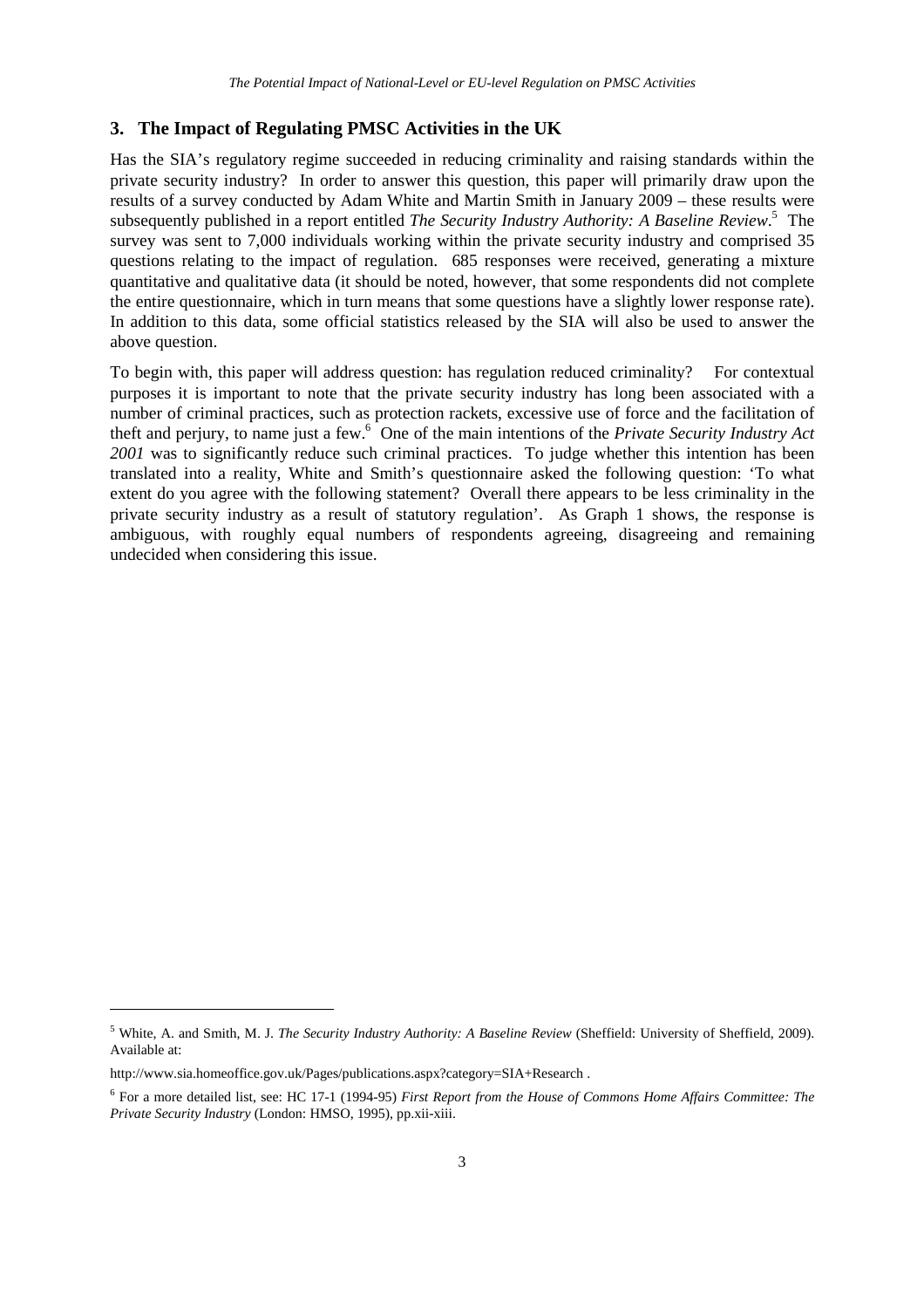## 3. The Impact of Regulating PMSC Activities in the UK

Has the SIA's regulatory regime succeeded in reducing criminality and raising standards within the private security industry? In order to answer this question, this paper will primarily draw upon the results of a survey conducted by Adam White and Martin Smith in January 2009 – these results were subsequently published in a report entitled *The Security Industry Authority: A Baseline Review*.[5] The survey was sent to 7,000 individuals working within the private security industry and comprised 35 questions relating to the impact of regulation. 685 responses were received, generating a mixture quantitative and qualitative data (it should be noted, however, that some respondents did not complete the entire questionnaire, which in turn means that some questions have a slightly lower response rate). In addition to this data, some official statistics released by the SIA will also be used to answer the above question.

To begin with, this paper will address question: has regulation reduced criminality? For contextual purposes it is important to note that the private security industry has long been associated with a number of criminal practices, such as protection rackets, excessive use of force and the facilitation of theft and perjury, to name just a few.[6] One of the main intentions of the *Private Security Industry Act 2001* was to significantly reduce such criminal practices. To judge whether this intention has been translated into a reality, White and Smith's questionnaire asked the following question: 'To what extent do you agree with the following statement? Overall there appears to be less criminality in the private security industry as a result of statutory regulation'. As Graph 1 shows, the response is ambiguous, with roughly equal numbers of respondents agreeing, disagreeing and remaining undecided when considering this issue.

---

[5] White, A. and Smith, M. J. *The Security Industry Authority: A Baseline Review* (Sheffield: University of Sheffield, 2009). Available at:

http://www.sia.homeoffice.gov.uk/Pages/publications.aspx?category=SIA+Research .

[6] For a more detailed list, see: HC 17-1 (1994-95) *First Report from the House of Commons Home Affairs Committee: The Private Security Industry* (London: HMSO, 1995), pp.xii-xiii.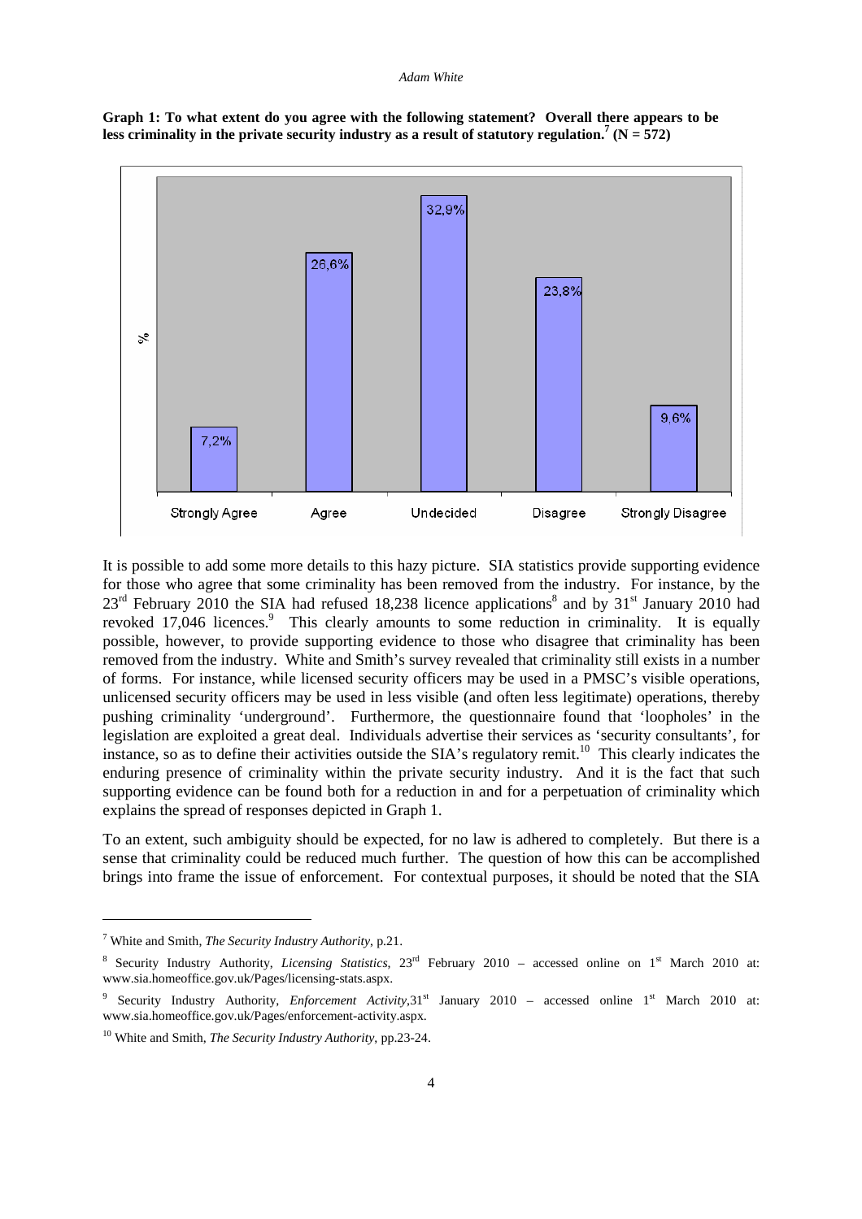**Graph 1: To what extent do you agree with the following statement? Overall there appears to be less criminality in the private security industry as a result of statutory regulation.[7] (N = 572)**

| | Strongly Agree | Agree | Undecided | Disagree | Strongly Disagree |
|---|---|---|---|---|---|
| % | 7,2% | 26,6% | 32,9% | 23,8% | 9,6% |

It is possible to add some more details to this hazy picture. SIA statistics provide supporting evidence for those who agree that some criminality has been removed from the industry. For instance, by the 23rd February 2010 the SIA had refused 18,238 licence applications[8] and by 31st January 2010 had revoked 17,046 licences.[9] This clearly amounts to some reduction in criminality. It is equally possible, however, to provide supporting evidence to those who disagree that criminality has been removed from the industry. White and Smith's survey revealed that criminality still exists in a number of forms. For instance, while licensed security officers may be used in a PMSC's visible operations, unlicensed security officers may be used in less visible (and often less legitimate) operations, thereby pushing criminality 'underground'. Furthermore, the questionnaire found that 'loopholes' in the legislation are exploited a great deal. Individuals advertise their services as 'security consultants', for instance, so as to define their activities outside the SIA's regulatory remit.[10] This clearly indicates the enduring presence of criminality within the private security industry. And it is the fact that such supporting evidence can be found both for a reduction in and for a perpetuation of criminality which explains the spread of responses depicted in Graph 1.

To an extent, such ambiguity should be expected, for no law is adhered to completely. But there is a sense that criminality could be reduced much further. The question of how this can be accomplished brings into frame the issue of enforcement. For contextual purposes, it should be noted that the SIA

---

[7] White and Smith, *The Security Industry Authority*, p.21.

[8] Security Industry Authority, *Licensing Statistics*, 23rd February 2010 – accessed online on 1st March 2010 at: www.sia.homeoffice.gov.uk/Pages/licensing-stats.aspx.

[9] Security Industry Authority, *Enforcement Activity*, 31st January 2010 – accessed online 1st March 2010 at: www.sia.homeoffice.gov.uk/Pages/enforcement-activity.aspx.

[10] White and Smith, *The Security Industry Authority*, pp.23-24.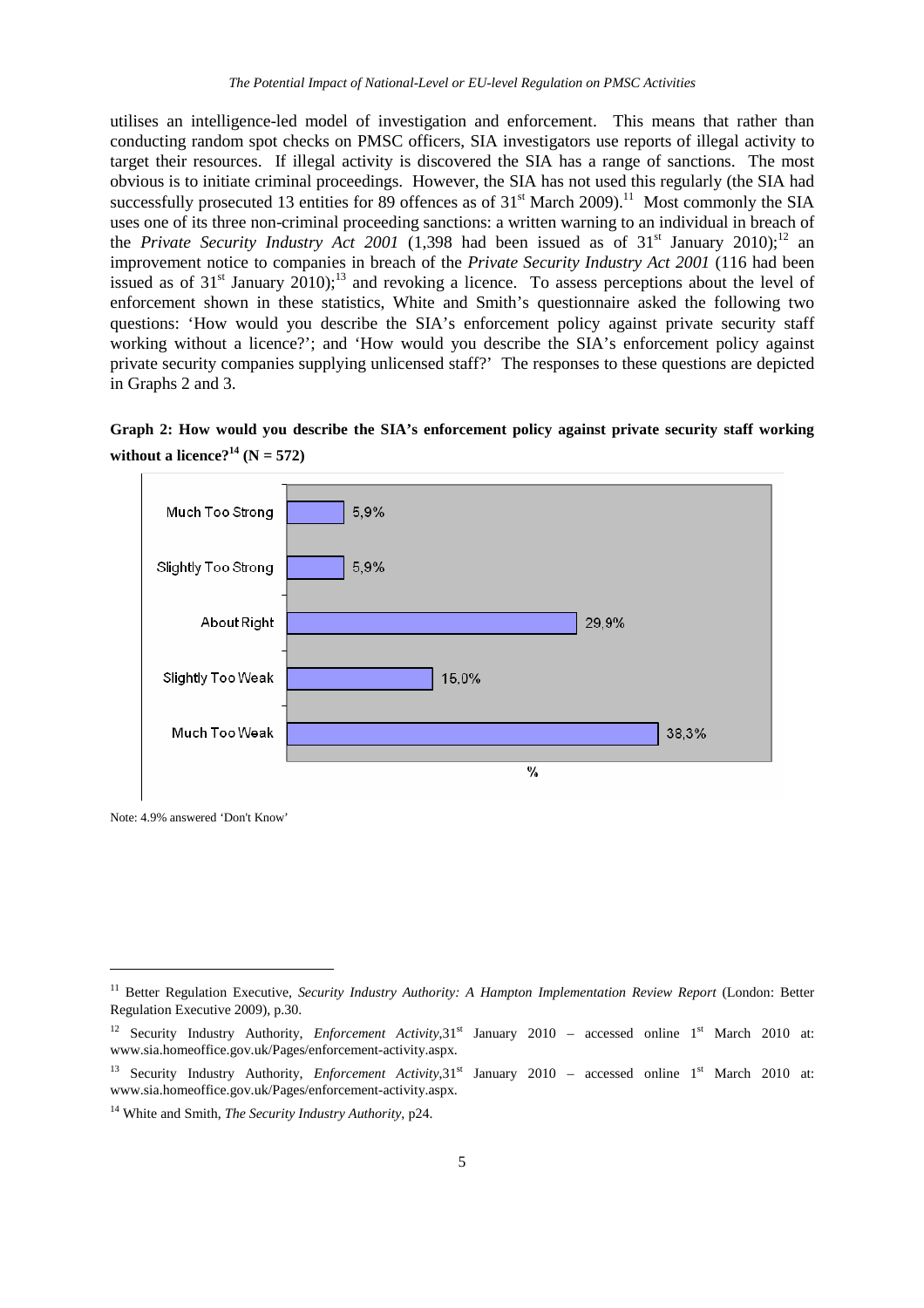utilises an intelligence-led model of investigation and enforcement. This means that rather than conducting random spot checks on PMSC officers, SIA investigators use reports of illegal activity to target their resources. If illegal activity is discovered the SIA has a range of sanctions. The most obvious is to initiate criminal proceedings. However, the SIA has not used this regularly (the SIA had successfully prosecuted 13 entities for 89 offences as of 31st March 2009).[11] Most commonly the SIA uses one of its three non-criminal proceeding sanctions: a written warning to an individual in breach of the *Private Security Industry Act 2001* (1,398 had been issued as of 31st January 2010);[12] an improvement notice to companies in breach of the *Private Security Industry Act 2001* (116 had been issued as of 31st January 2010);[13] and revoking a licence. To assess perceptions about the level of enforcement shown in these statistics, White and Smith's questionnaire asked the following two questions: 'How would you describe the SIA's enforcement policy against private security staff working without a licence?'; and 'How would you describe the SIA's enforcement policy against private security companies supplying unlicensed staff?' The responses to these questions are depicted in Graphs 2 and 3.

**Graph 2: How would you describe the SIA's enforcement policy against private security staff working without a licence?[14] (N = 572)**

| Response | % |
|---|---|
| Much Too Strong | 5,9% |
| Slightly Too Strong | 5,9% |
| About Right | 29,9% |
| Slightly Too Weak | 15,0% |
| Much Too Weak | 38,3% |

Note: 4.9% answered 'Don't Know'

---

[11] Better Regulation Executive, *Security Industry Authority: A Hampton Implementation Review Report* (London: Better Regulation Executive 2009), p.30.

[12] Security Industry Authority, *Enforcement Activity*,31st January 2010 – accessed online 1st March 2010 at: www.sia.homeoffice.gov.uk/Pages/enforcement-activity.aspx.

[13] Security Industry Authority, *Enforcement Activity*,31st January 2010 – accessed online 1st March 2010 at: www.sia.homeoffice.gov.uk/Pages/enforcement-activity.aspx.

[14] White and Smith, *The Security Industry Authority*, p24.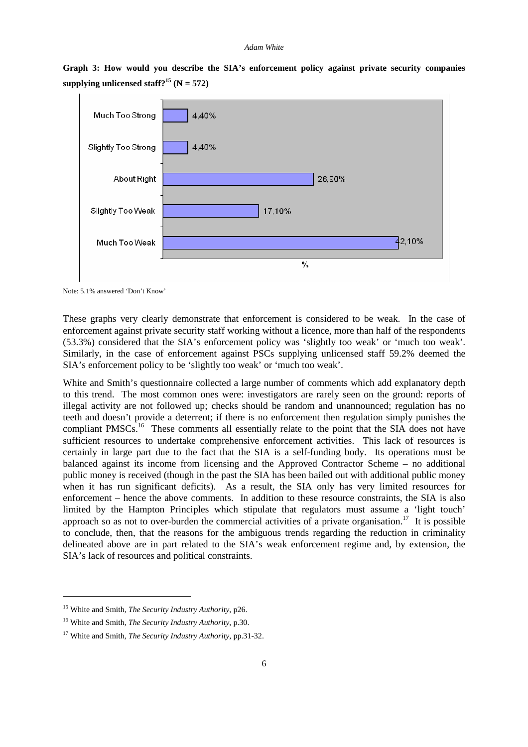**Graph 3: How would you describe the SIA's enforcement policy against private security companies supplying unlicensed staff?[15] (N = 572)**

| Response | % |
|---|---|
| Much Too Strong | 4,40% |
| Slightly Too Strong | 4,40% |
| About Right | 26,90% |
| Slightly Too Weak | 17,10% |
| Much Too Weak | 42,10% |

Note: 5.1% answered 'Don't Know'

These graphs very clearly demonstrate that enforcement is considered to be weak. In the case of enforcement against private security staff working without a licence, more than half of the respondents (53.3%) considered that the SIA's enforcement policy was 'slightly too weak' or 'much too weak'. Similarly, in the case of enforcement against PSCs supplying unlicensed staff 59.2% deemed the SIA's enforcement policy to be 'slightly too weak' or 'much too weak'.

White and Smith's questionnaire collected a large number of comments which add explanatory depth to this trend. The most common ones were: investigators are rarely seen on the ground: reports of illegal activity are not followed up; checks should be random and unannounced; regulation has no teeth and doesn't provide a deterrent; if there is no enforcement then regulation simply punishes the compliant PMSCs.[16] These comments all essentially relate to the point that the SIA does not have sufficient resources to undertake comprehensive enforcement activities. This lack of resources is certainly in large part due to the fact that the SIA is a self-funding body. Its operations must be balanced against its income from licensing and the Approved Contractor Scheme – no additional public money is received (though in the past the SIA has been bailed out with additional public money when it has run significant deficits). As a result, the SIA only has very limited resources for enforcement – hence the above comments. In addition to these resource constraints, the SIA is also limited by the Hampton Principles which stipulate that regulators must assume a 'light touch' approach so as not to over-burden the commercial activities of a private organisation.[17] It is possible to conclude, then, that the reasons for the ambiguous trends regarding the reduction in criminality delineated above are in part related to the SIA's weak enforcement regime and, by extension, the SIA's lack of resources and political constraints.

---

[15] White and Smith, *The Security Industry Authority*, p26.

[16] White and Smith, *The Security Industry Authority*, p.30.

[17] White and Smith, *The Security Industry Authority*, pp.31-32.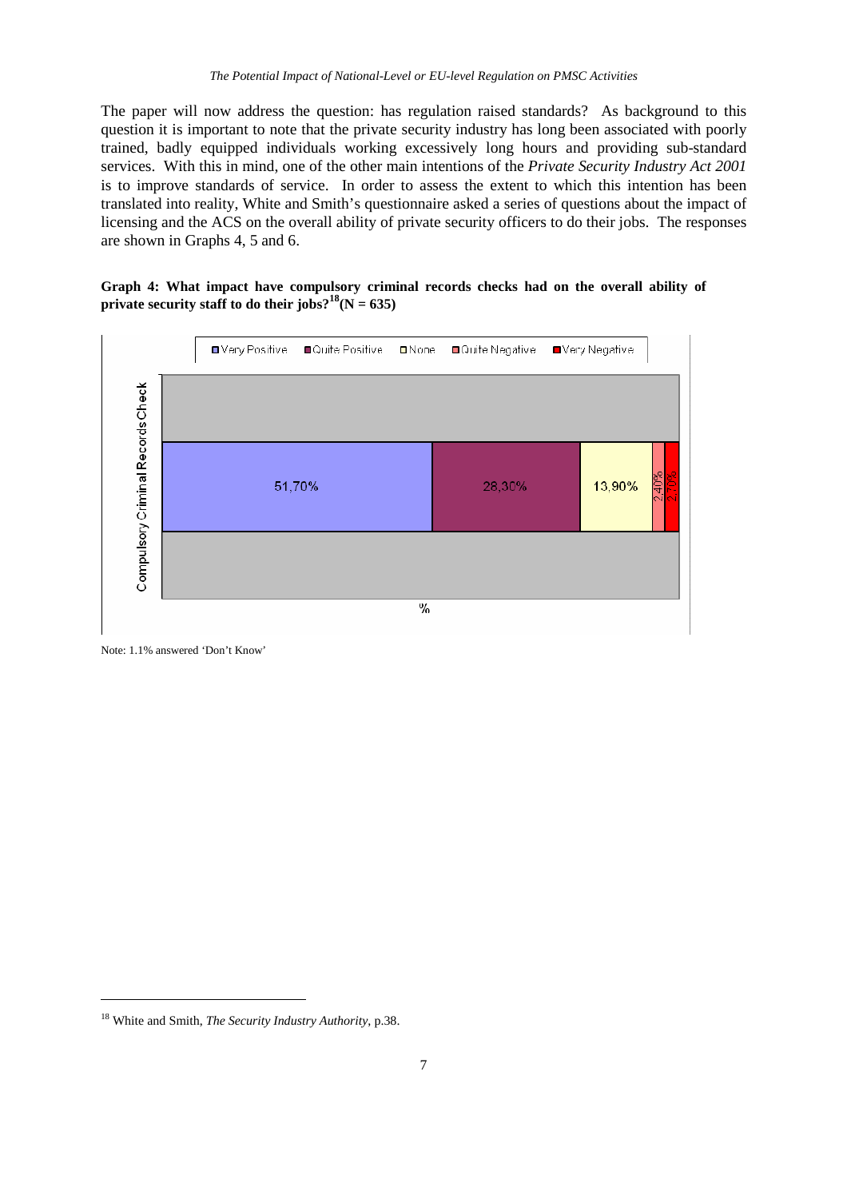The paper will now address the question: has regulation raised standards? As background to this question it is important to note that the private security industry has long been associated with poorly trained, badly equipped individuals working excessively long hours and providing sub-standard services. With this in mind, one of the other main intentions of the *Private Security Industry Act 2001* is to improve standards of service. In order to assess the extent to which this intention has been translated into reality, White and Smith's questionnaire asked a series of questions about the impact of licensing and the ACS on the overall ability of private security officers to do their jobs. The responses are shown in Graphs 4, 5 and 6.

**Graph 4: What impact have compulsory criminal records checks had on the overall ability of private security staff to do their jobs?[18] (N = 635)**

| | Very Positive | Quite Positive | None | Quite Negative | Very Negative |
|---|---|---|---|---|---|
| Compulsory Criminal Records Check | 51,70% | 28,30% | 13,90% | 2,40% | 2,70% |

Note: 1.1% answered 'Don't Know'

[18] White and Smith, *The Security Industry Authority*, p.38.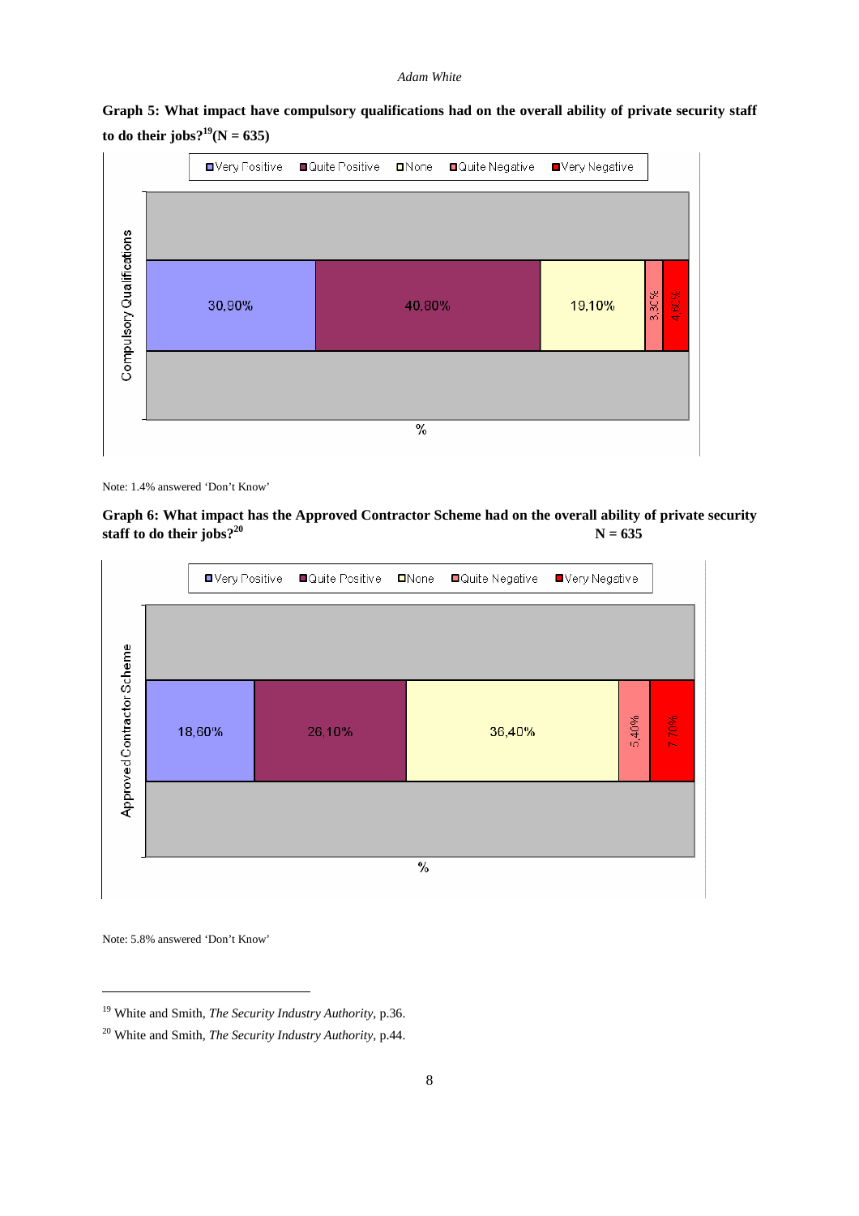**Graph 5: What impact have compulsory qualifications had on the overall ability of private security staff to do their jobs?[19] (N = 635)**

| | Very Positive | Quite Positive | None | Quite Negative | Very Negative |
|---|---|---|---|---|---|
| Compulsory Qualifications | 30,90% | 40,80% | 19,10% | 3,30% | 4,60% |

Note: 1.4% answered 'Don't Know'

**Graph 6: What impact has the Approved Contractor Scheme had on the overall ability of private security staff to do their jobs?[20] N = 635**

| | Very Positive | Quite Positive | None | Quite Negative | Very Negative |
|---|---|---|---|---|---|
| Approved Contractor Scheme | 18,60% | 26,10% | 36,40% | 5,40% | 7,70% |

Note: 5.8% answered 'Don't Know'

---

[19] White and Smith, *The Security Industry Authority*, p.36.

[20] White and Smith, *The Security Industry Authority*, p.44.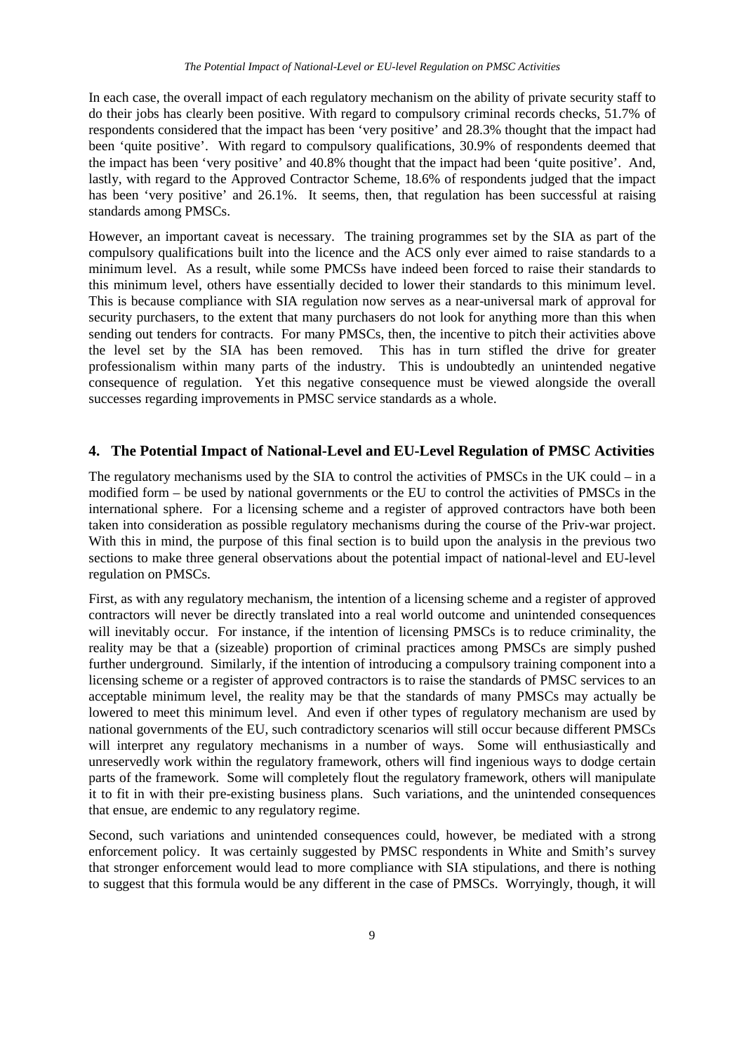In each case, the overall impact of each regulatory mechanism on the ability of private security staff to do their jobs has clearly been positive. With regard to compulsory criminal records checks, 51.7% of respondents considered that the impact has been 'very positive' and 28.3% thought that the impact had been 'quite positive'. With regard to compulsory qualifications, 30.9% of respondents deemed that the impact has been 'very positive' and 40.8% thought that the impact had been 'quite positive'. And, lastly, with regard to the Approved Contractor Scheme, 18.6% of respondents judged that the impact has been 'very positive' and 26.1%. It seems, then, that regulation has been successful at raising standards among PMSCs.

However, an important caveat is necessary. The training programmes set by the SIA as part of the compulsory qualifications built into the licence and the ACS only ever aimed to raise standards to a minimum level. As a result, while some PMCSs have indeed been forced to raise their standards to this minimum level, others have essentially decided to lower their standards to this minimum level. This is because compliance with SIA regulation now serves as a near-universal mark of approval for security purchasers, to the extent that many purchasers do not look for anything more than this when sending out tenders for contracts. For many PMSCs, then, the incentive to pitch their activities above the level set by the SIA has been removed. This has in turn stifled the drive for greater professionalism within many parts of the industry. This is undoubtedly an unintended negative consequence of regulation. Yet this negative consequence must be viewed alongside the overall successes regarding improvements in PMSC service standards as a whole.

## 4. The Potential Impact of National-Level and EU-Level Regulation of PMSC Activities

The regulatory mechanisms used by the SIA to control the activities of PMSCs in the UK could – in a modified form – be used by national governments or the EU to control the activities of PMSCs in the international sphere. For a licensing scheme and a register of approved contractors have both been taken into consideration as possible regulatory mechanisms during the course of the Priv-war project. With this in mind, the purpose of this final section is to build upon the analysis in the previous two sections to make three general observations about the potential impact of national-level and EU-level regulation on PMSCs.

First, as with any regulatory mechanism, the intention of a licensing scheme and a register of approved contractors will never be directly translated into a real world outcome and unintended consequences will inevitably occur. For instance, if the intention of licensing PMSCs is to reduce criminality, the reality may be that a (sizeable) proportion of criminal practices among PMSCs are simply pushed further underground. Similarly, if the intention of introducing a compulsory training component into a licensing scheme or a register of approved contractors is to raise the standards of PMSC services to an acceptable minimum level, the reality may be that the standards of many PMSCs may actually be lowered to meet this minimum level. And even if other types of regulatory mechanism are used by national governments of the EU, such contradictory scenarios will still occur because different PMSCs will interpret any regulatory mechanisms in a number of ways. Some will enthusiastically and unreservedly work within the regulatory framework, others will find ingenious ways to dodge certain parts of the framework. Some will completely flout the regulatory framework, others will manipulate it to fit in with their pre-existing business plans. Such variations, and the unintended consequences that ensue, are endemic to any regulatory regime.

Second, such variations and unintended consequences could, however, be mediated with a strong enforcement policy. It was certainly suggested by PMSC respondents in White and Smith's survey that stronger enforcement would lead to more compliance with SIA stipulations, and there is nothing to suggest that this formula would be any different in the case of PMSCs. Worryingly, though, it will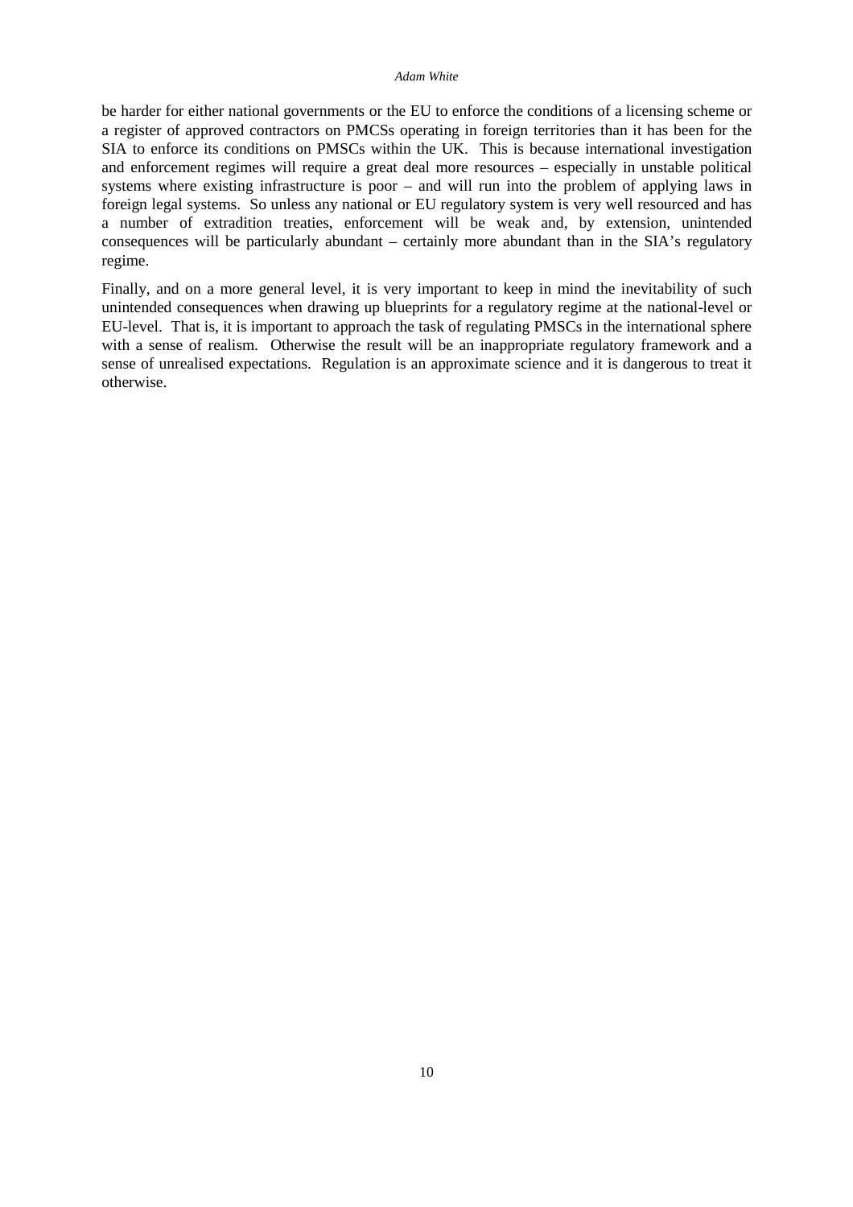be harder for either national governments or the EU to enforce the conditions of a licensing scheme or a register of approved contractors on PMCSs operating in foreign territories than it has been for the SIA to enforce its conditions on PMSCs within the UK. This is because international investigation and enforcement regimes will require a great deal more resources – especially in unstable political systems where existing infrastructure is poor – and will run into the problem of applying laws in foreign legal systems. So unless any national or EU regulatory system is very well resourced and has a number of extradition treaties, enforcement will be weak and, by extension, unintended consequences will be particularly abundant – certainly more abundant than in the SIA's regulatory regime.

Finally, and on a more general level, it is very important to keep in mind the inevitability of such unintended consequences when drawing up blueprints for a regulatory regime at the national-level or EU-level. That is, it is important to approach the task of regulating PMSCs in the international sphere with a sense of realism. Otherwise the result will be an inappropriate regulatory framework and a sense of unrealised expectations. Regulation is an approximate science and it is dangerous to treat it otherwise.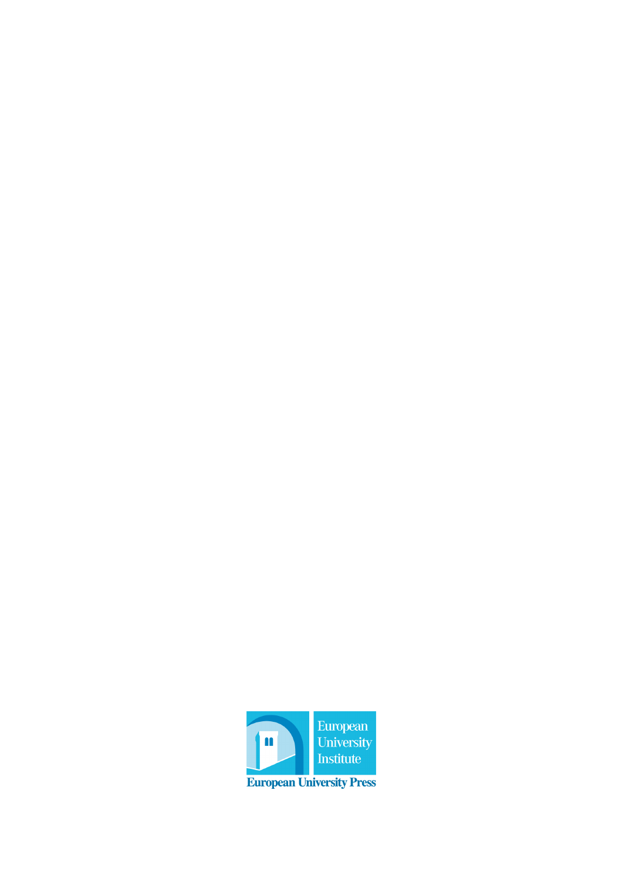European University Institute

European University Press